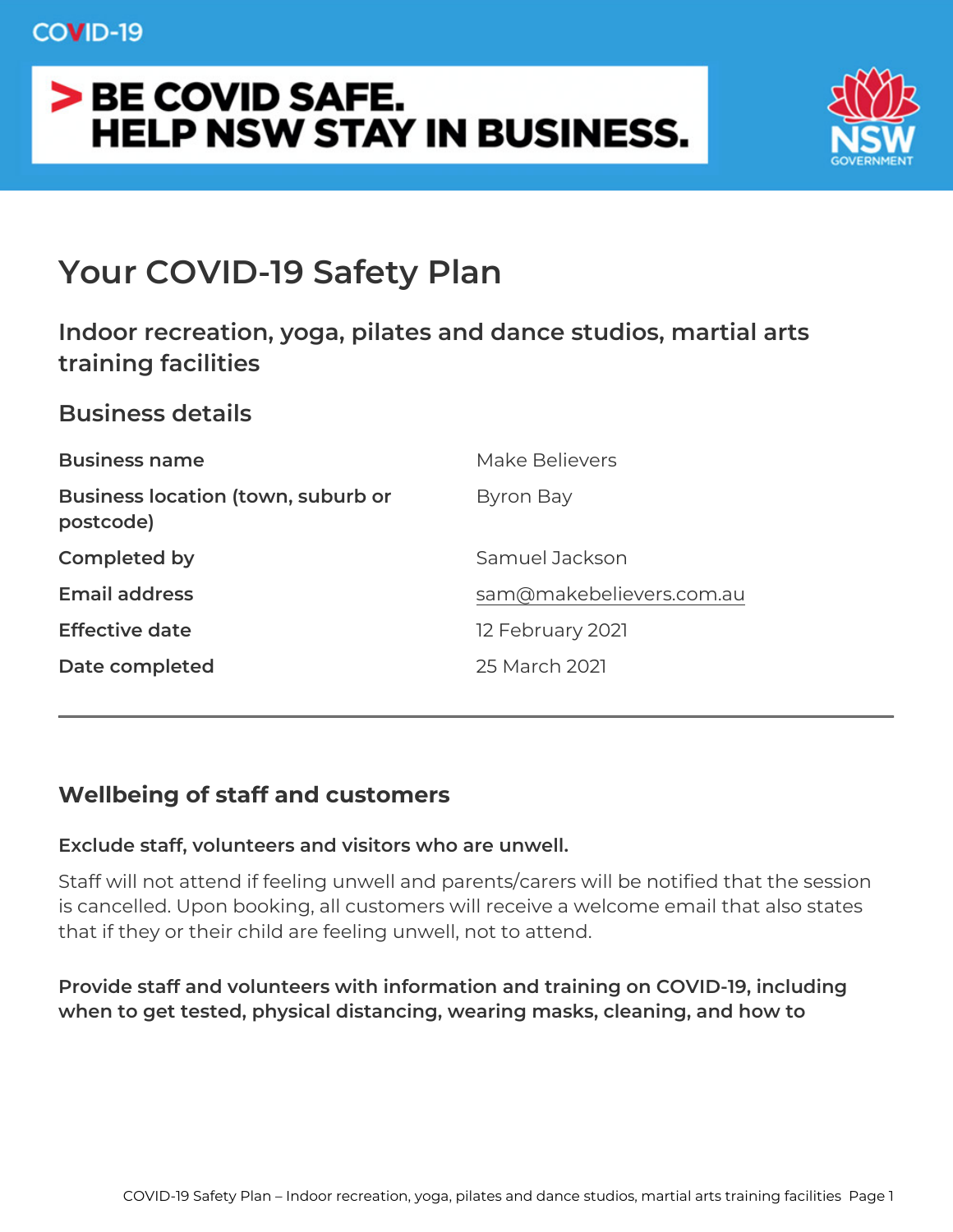COVID-19

> BE COVID SAFE.
> HELP NSW STAY IN BUSINESS.

# Your COVID-19 Safety Plan

## Indoor recreation, yoga, pilates and dance studios, martial arts training facilities

### Business details

| | |
|---|---|
| **Business name** | Make Believers |
| **Business location (town, suburb or postcode)** | Byron Bay |
| **Completed by** | Samuel Jackson |
| **Email address** | sam@makebelievers.com.au |
| **Effective date** | 12 February 2021 |
| **Date completed** | 25 March 2021 |

---

### Wellbeing of staff and customers

**Exclude staff, volunteers and visitors who are unwell.**

Staff will not attend if feeling unwell and parents/carers will be notified that the session is cancelled. Upon booking, all customers will receive a welcome email that also states that if they or their child are feeling unwell, not to attend.

**Provide staff and volunteers with information and training on COVID-19, including when to get tested, physical distancing, wearing masks, cleaning, and how to**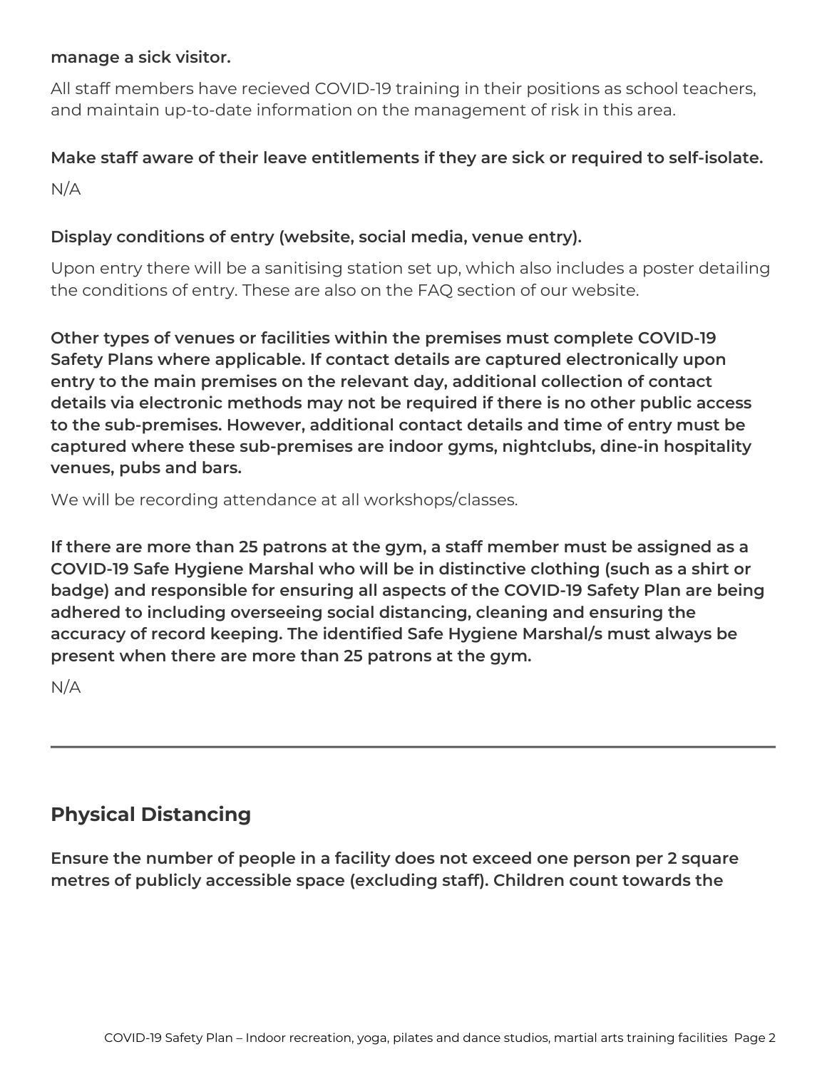**manage a sick visitor.**

All staff members have recieved COVID-19 training in their positions as school teachers, and maintain up-to-date information on the management of risk in this area.

**Make staff aware of their leave entitlements if they are sick or required to self-isolate.**

N/A

**Display conditions of entry (website, social media, venue entry).**

Upon entry there will be a sanitising station set up, which also includes a poster detailing the conditions of entry. These are also on the FAQ section of our website.

**Other types of venues or facilities within the premises must complete COVID-19 Safety Plans where applicable. If contact details are captured electronically upon entry to the main premises on the relevant day, additional collection of contact details via electronic methods may not be required if there is no other public access to the sub-premises. However, additional contact details and time of entry must be captured where these sub-premises are indoor gyms, nightclubs, dine-in hospitality venues, pubs and bars.**

We will be recording attendance at all workshops/classes.

**If there are more than 25 patrons at the gym, a staff member must be assigned as a COVID-19 Safe Hygiene Marshal who will be in distinctive clothing (such as a shirt or badge) and responsible for ensuring all aspects of the COVID-19 Safety Plan are being adhered to including overseeing social distancing, cleaning and ensuring the accuracy of record keeping. The identified Safe Hygiene Marshal/s must always be present when there are more than 25 patrons at the gym.**

N/A

---

## Physical Distancing

**Ensure the number of people in a facility does not exceed one person per 2 square metres of publicly accessible space (excluding staff). Children count towards the**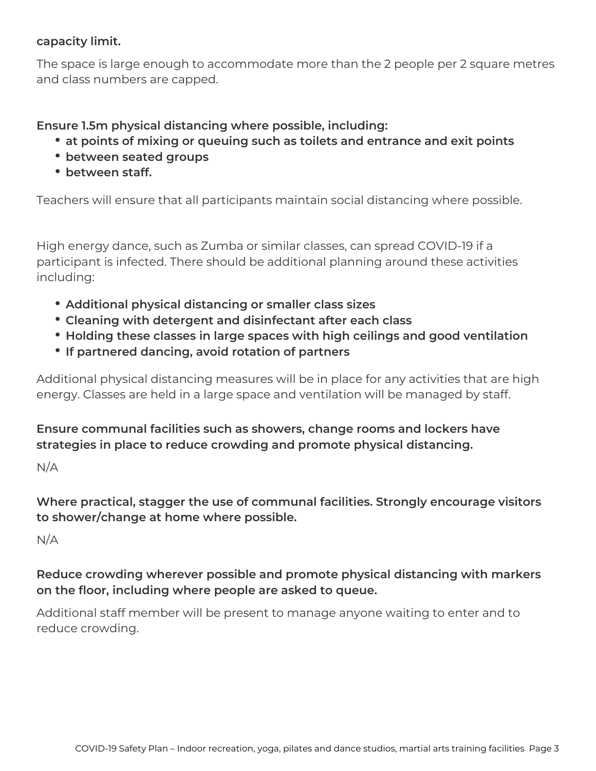**capacity limit.**

The space is large enough to accommodate more than the 2 people per 2 square metres and class numbers are capped.

**Ensure 1.5m physical distancing where possible, including:**

- **at points of mixing or queuing such as toilets and entrance and exit points**
- **between seated groups**
- **between staff.**

Teachers will ensure that all participants maintain social distancing where possible.

High energy dance, such as Zumba or similar classes, can spread COVID-19 if a participant is infected. There should be additional planning around these activities including:

- **Additional physical distancing or smaller class sizes**
- **Cleaning with detergent and disinfectant after each class**
- **Holding these classes in large spaces with high ceilings and good ventilation**
- **If partnered dancing, avoid rotation of partners**

Additional physical distancing measures will be in place for any activities that are high energy. Classes are held in a large space and ventilation will be managed by staff.

**Ensure communal facilities such as showers, change rooms and lockers have strategies in place to reduce crowding and promote physical distancing.**

N/A

**Where practical, stagger the use of communal facilities. Strongly encourage visitors to shower/change at home where possible.**

N/A

**Reduce crowding wherever possible and promote physical distancing with markers on the floor, including where people are asked to queue.**

Additional staff member will be present to manage anyone waiting to enter and to reduce crowding.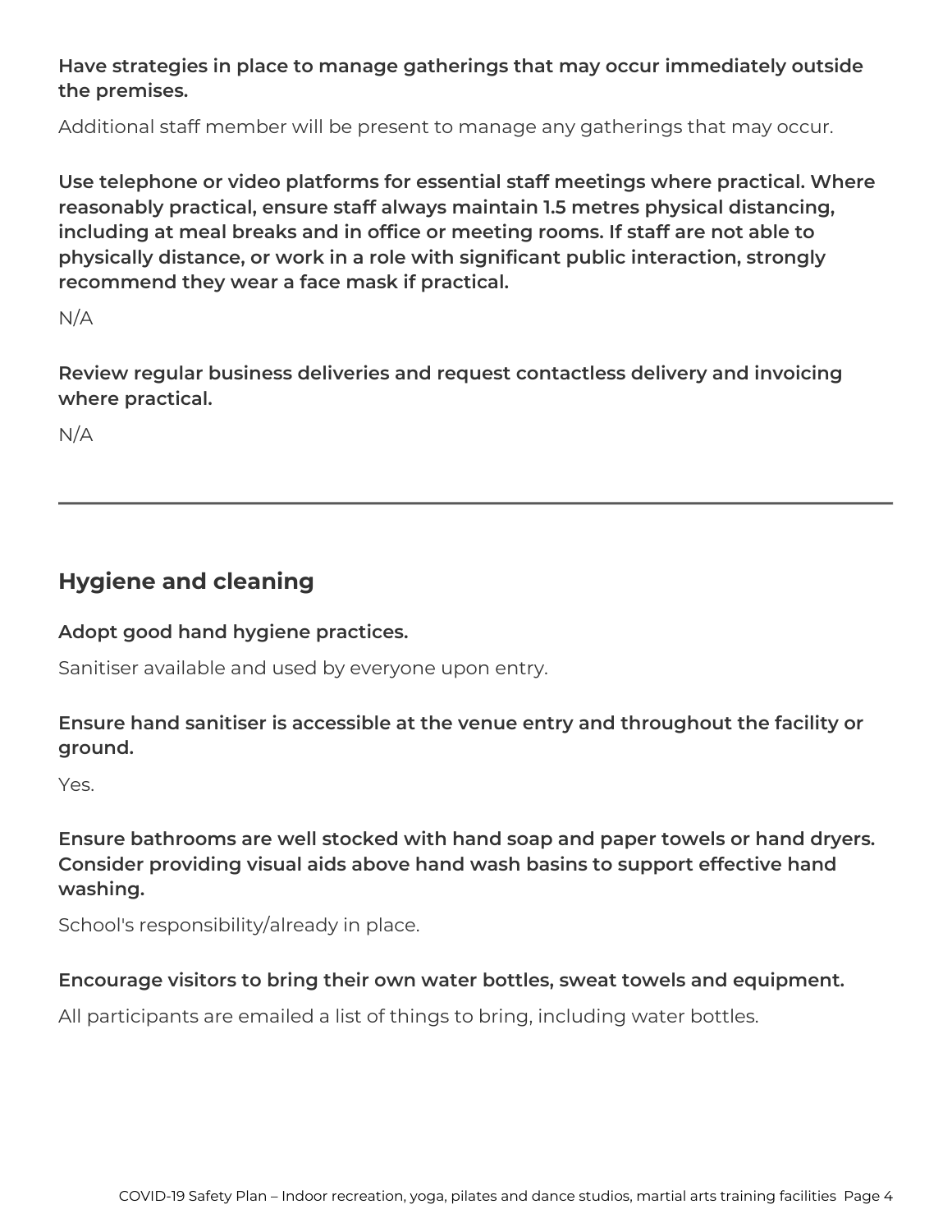**Have strategies in place to manage gatherings that may occur immediately outside the premises.**

Additional staff member will be present to manage any gatherings that may occur.

**Use telephone or video platforms for essential staff meetings where practical. Where reasonably practical, ensure staff always maintain 1.5 metres physical distancing, including at meal breaks and in office or meeting rooms. If staff are not able to physically distance, or work in a role with significant public interaction, strongly recommend they wear a face mask if practical.**

N/A

**Review regular business deliveries and request contactless delivery and invoicing where practical.**

N/A

---

## Hygiene and cleaning

**Adopt good hand hygiene practices.**

Sanitiser available and used by everyone upon entry.

**Ensure hand sanitiser is accessible at the venue entry and throughout the facility or ground.**

Yes.

**Ensure bathrooms are well stocked with hand soap and paper towels or hand dryers. Consider providing visual aids above hand wash basins to support effective hand washing.**

School's responsibility/already in place.

**Encourage visitors to bring their own water bottles, sweat towels and equipment.**

All participants are emailed a list of things to bring, including water bottles.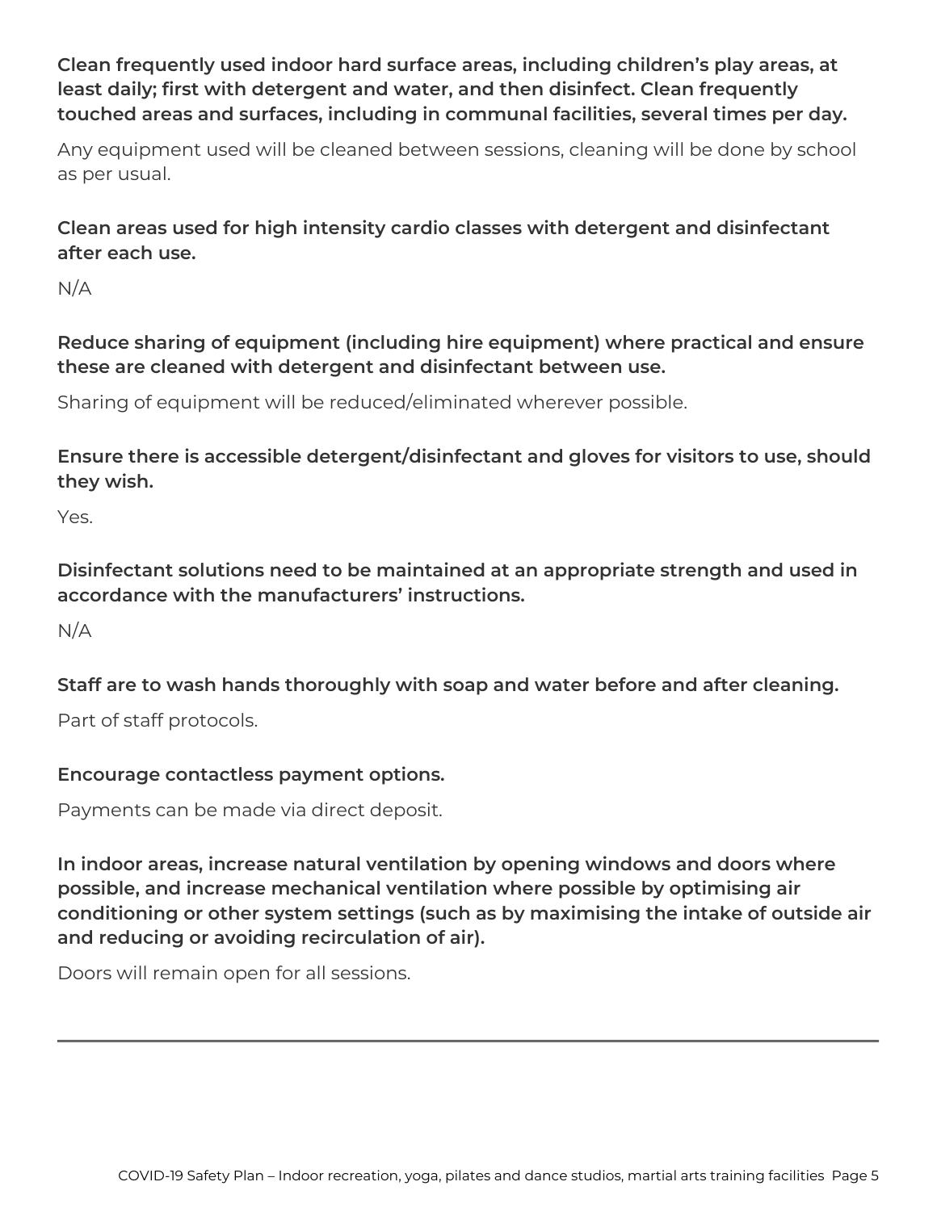**Clean frequently used indoor hard surface areas, including children's play areas, at least daily; first with detergent and water, and then disinfect. Clean frequently touched areas and surfaces, including in communal facilities, several times per day.**

Any equipment used will be cleaned between sessions, cleaning will be done by school as per usual.

**Clean areas used for high intensity cardio classes with detergent and disinfectant after each use.**

N/A

**Reduce sharing of equipment (including hire equipment) where practical and ensure these are cleaned with detergent and disinfectant between use.**

Sharing of equipment will be reduced/eliminated wherever possible.

**Ensure there is accessible detergent/disinfectant and gloves for visitors to use, should they wish.**

Yes.

**Disinfectant solutions need to be maintained at an appropriate strength and used in accordance with the manufacturers' instructions.**

N/A

**Staff are to wash hands thoroughly with soap and water before and after cleaning.**

Part of staff protocols.

**Encourage contactless payment options.**

Payments can be made via direct deposit.

**In indoor areas, increase natural ventilation by opening windows and doors where possible, and increase mechanical ventilation where possible by optimising air conditioning or other system settings (such as by maximising the intake of outside air and reducing or avoiding recirculation of air).**

Doors will remain open for all sessions.

---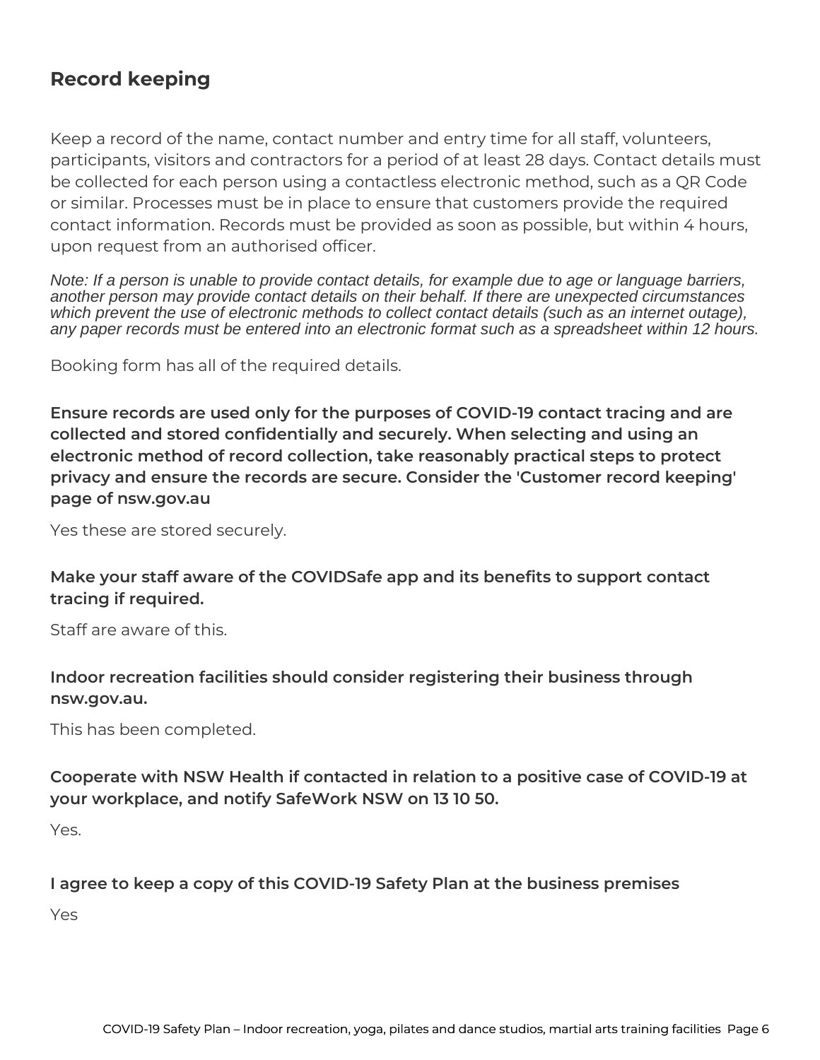## Record keeping

Keep a record of the name, contact number and entry time for all staff, volunteers, participants, visitors and contractors for a period of at least 28 days. Contact details must be collected for each person using a contactless electronic method, such as a QR Code or similar. Processes must be in place to ensure that customers provide the required contact information. Records must be provided as soon as possible, but within 4 hours, upon request from an authorised officer.

*Note: If a person is unable to provide contact details, for example due to age or language barriers, another person may provide contact details on their behalf. If there are unexpected circumstances which prevent the use of electronic methods to collect contact details (such as an internet outage), any paper records must be entered into an electronic format such as a spreadsheet within 12 hours.*

Booking form has all of the required details.

**Ensure records are used only for the purposes of COVID-19 contact tracing and are collected and stored confidentially and securely. When selecting and using an electronic method of record collection, take reasonably practical steps to protect privacy and ensure the records are secure. Consider the 'Customer record keeping' page of nsw.gov.au**

Yes these are stored securely.

**Make your staff aware of the COVIDSafe app and its benefits to support contact tracing if required.**

Staff are aware of this.

**Indoor recreation facilities should consider registering their business through nsw.gov.au.**

This has been completed.

**Cooperate with NSW Health if contacted in relation to a positive case of COVID-19 at your workplace, and notify SafeWork NSW on 13 10 50.**

Yes.

**I agree to keep a copy of this COVID-19 Safety Plan at the business premises**

Yes